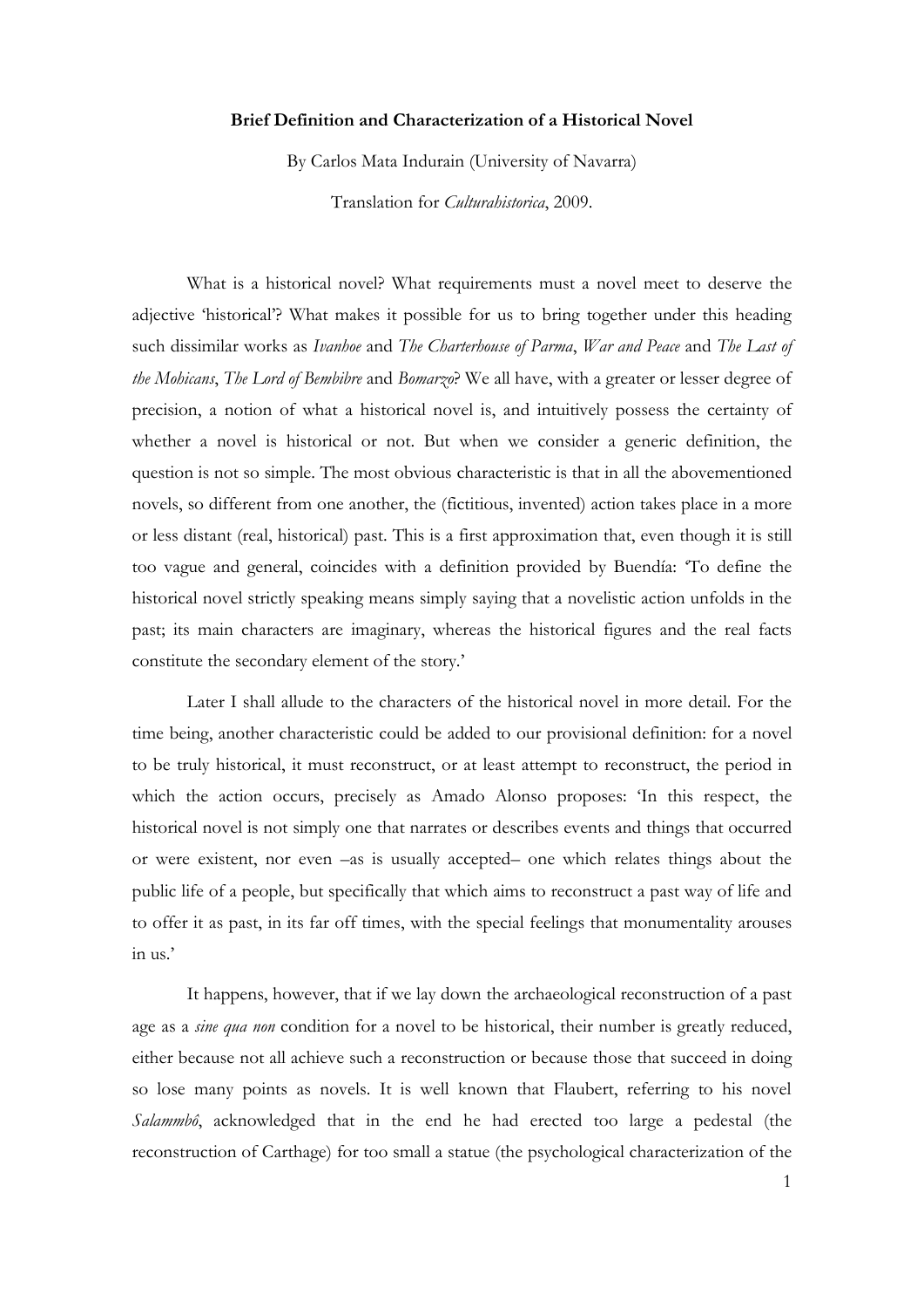**Brief Definition and Characterization of a Historical Novel**

By Carlos Mata Indurain (University of Navarra)

Translation for *Culturahistorica*, 2009.

What is a historical novel? What requirements must a novel meet to deserve the adjective 'historical'? What makes it possible for us to bring together under this heading such dissimilar works as *Ivanhoe* and *The Charterhouse of Parma*, *War and Peace* and *The Last of the Mohicans*, *The Lord of Bembibre* and *Bomarzo*? We all have, with a greater or lesser degree of precision, a notion of what a historical novel is, and intuitively possess the certainty of whether a novel is historical or not. But when we consider a generic definition, the question is not so simple. The most obvious characteristic is that in all the abovementioned novels, so different from one another, the (fictitious, invented) action takes place in a more or less distant (real, historical) past. This is a first approximation that, even though it is still too vague and general, coincides with a definition provided by Buendía: 'To define the historical novel strictly speaking means simply saying that a novelistic action unfolds in the past; its main characters are imaginary, whereas the historical figures and the real facts constitute the secondary element of the story.'

Later I shall allude to the characters of the historical novel in more detail. For the time being, another characteristic could be added to our provisional definition: for a novel to be truly historical, it must reconstruct, or at least attempt to reconstruct, the period in which the action occurs, precisely as Amado Alonso proposes: 'In this respect, the historical novel is not simply one that narrates or describes events and things that occurred or were existent, nor even –as is usually accepted– one which relates things about the public life of a people, but specifically that which aims to reconstruct a past way of life and to offer it as past, in its far off times, with the special feelings that monumentality arouses in us.'

It happens, however, that if we lay down the archaeological reconstruction of a past age as a *sine qua non* condition for a novel to be historical, their number is greatly reduced, either because not all achieve such a reconstruction or because those that succeed in doing so lose many points as novels. It is well known that Flaubert, referring to his novel *Salammbô*, acknowledged that in the end he had erected too large a pedestal (the reconstruction of Carthage) for too small a statue (the psychological characterization of the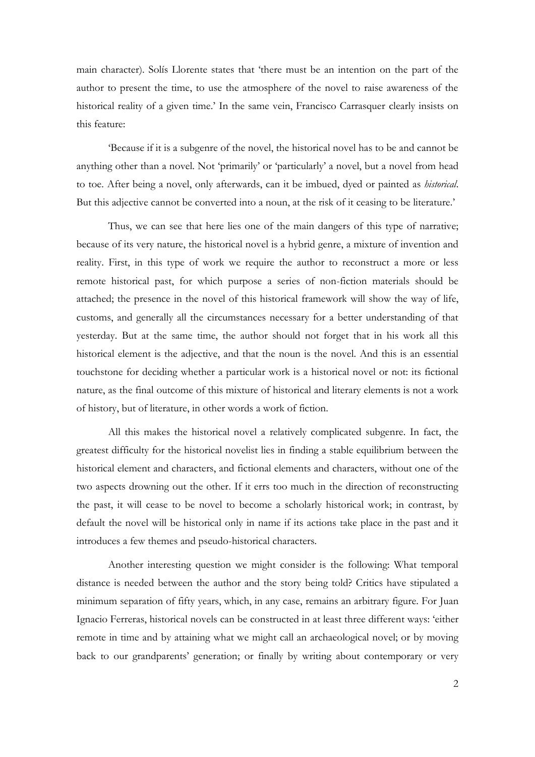main character). Solís Llorente states that 'there must be an intention on the part of the author to present the time, to use the atmosphere of the novel to raise awareness of the historical reality of a given time.' In the same vein, Francisco Carrasquer clearly insists on this feature:

'Because if it is a subgenre of the novel, the historical novel has to be and cannot be anything other than a novel. Not 'primarily' or 'particularly' a novel, but a novel from head to toe. After being a novel, only afterwards, can it be imbued, dyed or painted as *historical*. But this adjective cannot be converted into a noun, at the risk of it ceasing to be literature.'

Thus, we can see that here lies one of the main dangers of this type of narrative; because of its very nature, the historical novel is a hybrid genre, a mixture of invention and reality. First, in this type of work we require the author to reconstruct a more or less remote historical past, for which purpose a series of non-fiction materials should be attached; the presence in the novel of this historical framework will show the way of life, customs, and generally all the circumstances necessary for a better understanding of that yesterday. But at the same time, the author should not forget that in his work all this historical element is the adjective, and that the noun is the novel. And this is an essential touchstone for deciding whether a particular work is a historical novel or not: its fictional nature, as the final outcome of this mixture of historical and literary elements is not a work of history, but of literature, in other words a work of fiction.

All this makes the historical novel a relatively complicated subgenre. In fact, the greatest difficulty for the historical novelist lies in finding a stable equilibrium between the historical element and characters, and fictional elements and characters, without one of the two aspects drowning out the other. If it errs too much in the direction of reconstructing the past, it will cease to be novel to become a scholarly historical work; in contrast, by default the novel will be historical only in name if its actions take place in the past and it introduces a few themes and pseudo-historical characters.

Another interesting question we might consider is the following: What temporal distance is needed between the author and the story being told? Critics have stipulated a minimum separation of fifty years, which, in any case, remains an arbitrary figure. For Juan Ignacio Ferreras, historical novels can be constructed in at least three different ways: 'either remote in time and by attaining what we might call an archaeological novel; or by moving back to our grandparents' generation; or finally by writing about contemporary or very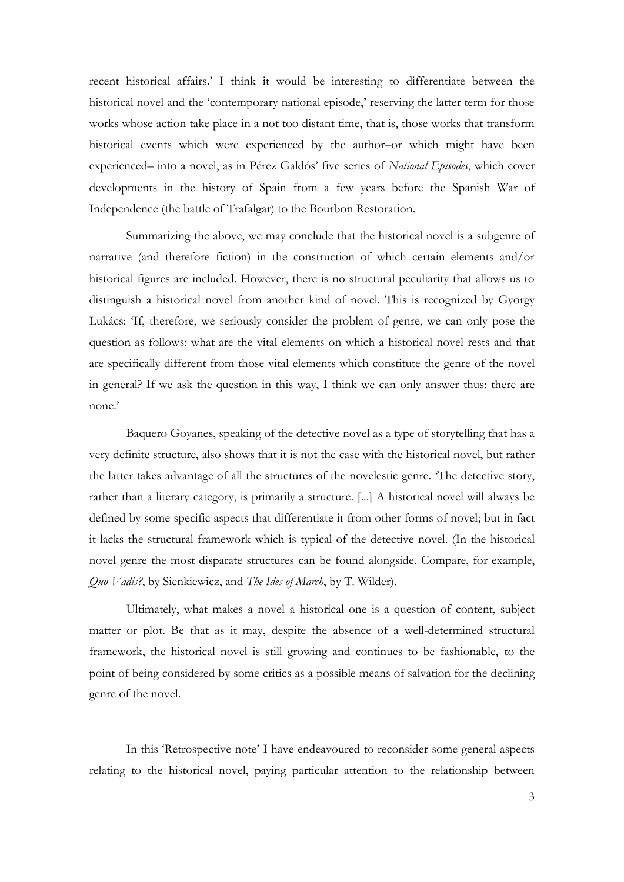recent historical affairs.' I think it would be interesting to differentiate between the historical novel and the 'contemporary national episode,' reserving the latter term for those works whose action take place in a not too distant time, that is, those works that transform historical events which were experienced by the author–or which might have been experienced– into a novel, as in Pérez Galdós' five series of *National Episodes*, which cover developments in the history of Spain from a few years before the Spanish War of Independence (the battle of Trafalgar) to the Bourbon Restoration.

Summarizing the above, we may conclude that the historical novel is a subgenre of narrative (and therefore fiction) in the construction of which certain elements and/or historical figures are included. However, there is no structural peculiarity that allows us to distinguish a historical novel from another kind of novel. This is recognized by Gyorgy Lukács: 'If, therefore, we seriously consider the problem of genre, we can only pose the question as follows: what are the vital elements on which a historical novel rests and that are specifically different from those vital elements which constitute the genre of the novel in general? If we ask the question in this way, I think we can only answer thus: there are none.'

Baquero Goyanes, speaking of the detective novel as a type of storytelling that has a very definite structure, also shows that it is not the case with the historical novel, but rather the latter takes advantage of all the structures of the novelestic genre. 'The detective story, rather than a literary category, is primarily a structure. [...] A historical novel will always be defined by some specific aspects that differentiate it from other forms of novel; but in fact it lacks the structural framework which is typical of the detective novel. (In the historical novel genre the most disparate structures can be found alongside. Compare, for example, *Quo Vadis?*, by Sienkiewicz, and *The Ides of March*, by T. Wilder).

Ultimately, what makes a novel a historical one is a question of content, subject matter or plot. Be that as it may, despite the absence of a well-determined structural framework, the historical novel is still growing and continues to be fashionable, to the point of being considered by some critics as a possible means of salvation for the declining genre of the novel.

In this 'Retrospective note' I have endeavoured to reconsider some general aspects relating to the historical novel, paying particular attention to the relationship between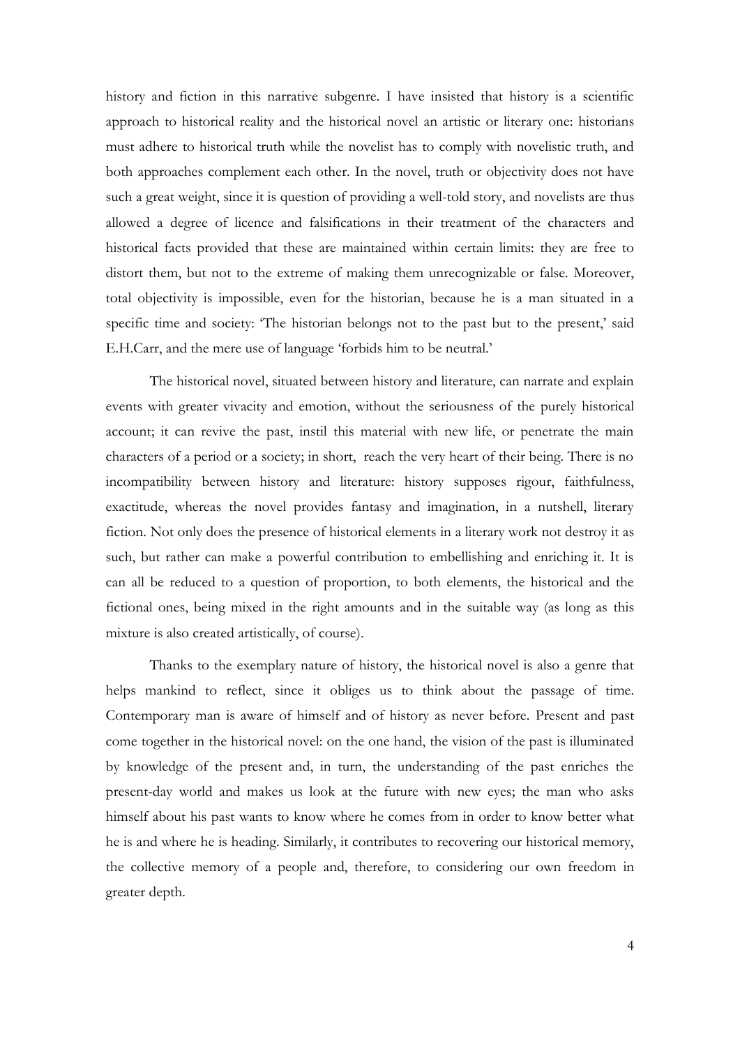history and fiction in this narrative subgenre. I have insisted that history is a scientific approach to historical reality and the historical novel an artistic or literary one: historians must adhere to historical truth while the novelist has to comply with novelistic truth, and both approaches complement each other. In the novel, truth or objectivity does not have such a great weight, since it is question of providing a well-told story, and novelists are thus allowed a degree of licence and falsifications in their treatment of the characters and historical facts provided that these are maintained within certain limits: they are free to distort them, but not to the extreme of making them unrecognizable or false. Moreover, total objectivity is impossible, even for the historian, because he is a man situated in a specific time and society: 'The historian belongs not to the past but to the present,' said E.H.Carr, and the mere use of language 'forbids him to be neutral.'

The historical novel, situated between history and literature, can narrate and explain events with greater vivacity and emotion, without the seriousness of the purely historical account; it can revive the past, instil this material with new life, or penetrate the main characters of a period or a society; in short, reach the very heart of their being. There is no incompatibility between history and literature: history supposes rigour, faithfulness, exactitude, whereas the novel provides fantasy and imagination, in a nutshell, literary fiction. Not only does the presence of historical elements in a literary work not destroy it as such, but rather can make a powerful contribution to embellishing and enriching it. It is can all be reduced to a question of proportion, to both elements, the historical and the fictional ones, being mixed in the right amounts and in the suitable way (as long as this mixture is also created artistically, of course).

Thanks to the exemplary nature of history, the historical novel is also a genre that helps mankind to reflect, since it obliges us to think about the passage of time. Contemporary man is aware of himself and of history as never before. Present and past come together in the historical novel: on the one hand, the vision of the past is illuminated by knowledge of the present and, in turn, the understanding of the past enriches the present-day world and makes us look at the future with new eyes; the man who asks himself about his past wants to know where he comes from in order to know better what he is and where he is heading. Similarly, it contributes to recovering our historical memory, the collective memory of a people and, therefore, to considering our own freedom in greater depth.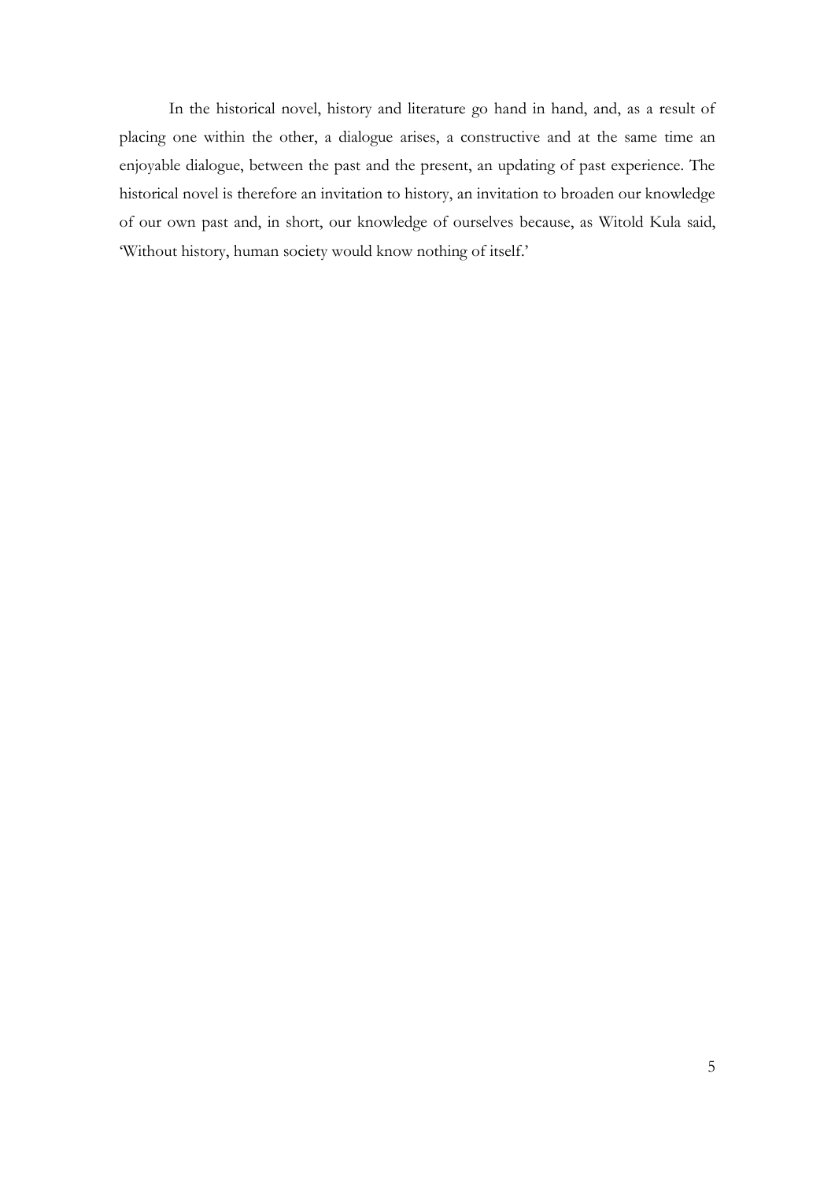In the historical novel, history and literature go hand in hand, and, as a result of placing one within the other, a dialogue arises, a constructive and at the same time an enjoyable dialogue, between the past and the present, an updating of past experience. The historical novel is therefore an invitation to history, an invitation to broaden our knowledge of our own past and, in short, our knowledge of ourselves because, as Witold Kula said, 'Without history, human society would know nothing of itself.'